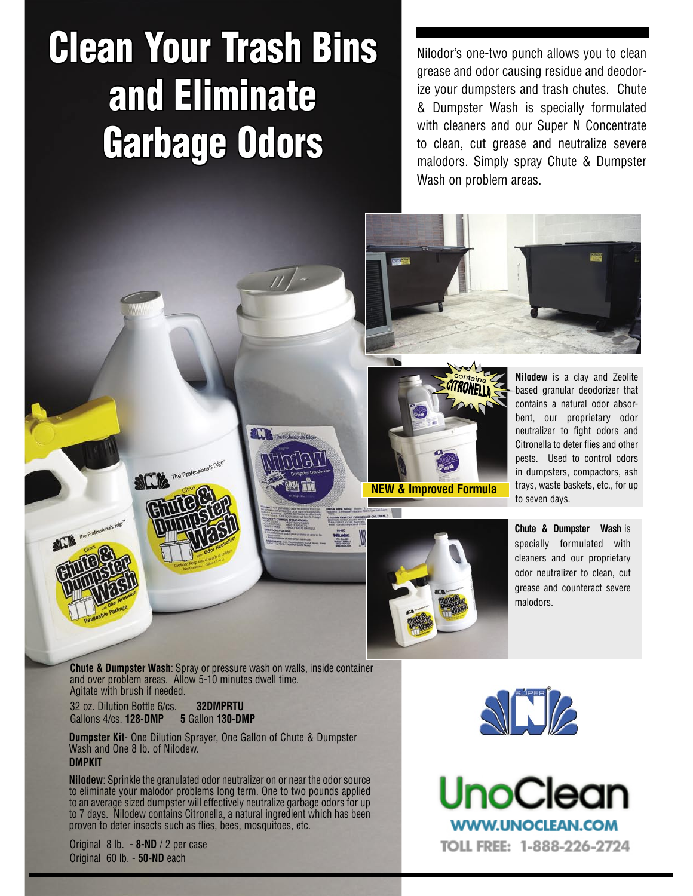# Clean Your Trash Bins and Eliminate Garbage Odors

Nilodor's one-two punch allows you to clean grease and odor causing residue and deodorize your dumpsters and trash chutes. Chute & Dumpster Wash is specially formulated with cleaners and our Super N Concentrate to clean, cut grease and neutralize severe malodors. Simply spray Chute & Dumpster Wash on problem areas.

Contains CITRONELLA

NEW & Improved Formula

**Nilodew** is a clay and Zeolite based granular deodorizer that contains a natural odor absorbent, our proprietary odor neutralizer to fight odors and Citronella to deter flies and other pests. Used to control odors in dumpsters, compactors, ash trays, waste baskets, etc., for up to seven days.

**Chute & Dumpster Wash** is specially formulated with cleaners and our proprietary odor neutralizer to clean, cut grease and counteract severe malodors.

**Chute & Dumpster Wash**: Spray or pressure wash on walls, inside container and over problem areas. Allow 5-10 minutes dwell time. Agitate with brush if needed.

32 oz. Dilution Bottle 6/cs. **32DMPRTU**
Gallons 4/cs. **128-DMP** **5** Gallon **130-DMP**

**Dumpster Kit**- One Dilution Sprayer, One Gallon of Chute & Dumpster Wash and One 8 lb. of Nilodew.
**DMPKIT**

**Nilodew**: Sprinkle the granulated odor neutralizer on or near the odor source to eliminate your malodor problems long term. One to two pounds applied to an average sized dumpster will effectively neutralize garbage odors for up to 7 days. Nilodew contains Citronella, a natural ingredient which has been proven to deter insects such as flies, bees, mosquitoes, etc.

Original 8 lb. - **8-ND** / 2 per case
Original 60 lb. - **50-ND** each

UnoClean
WWW.UNOCLEAN.COM
TOLL FREE: 1-888-226-2724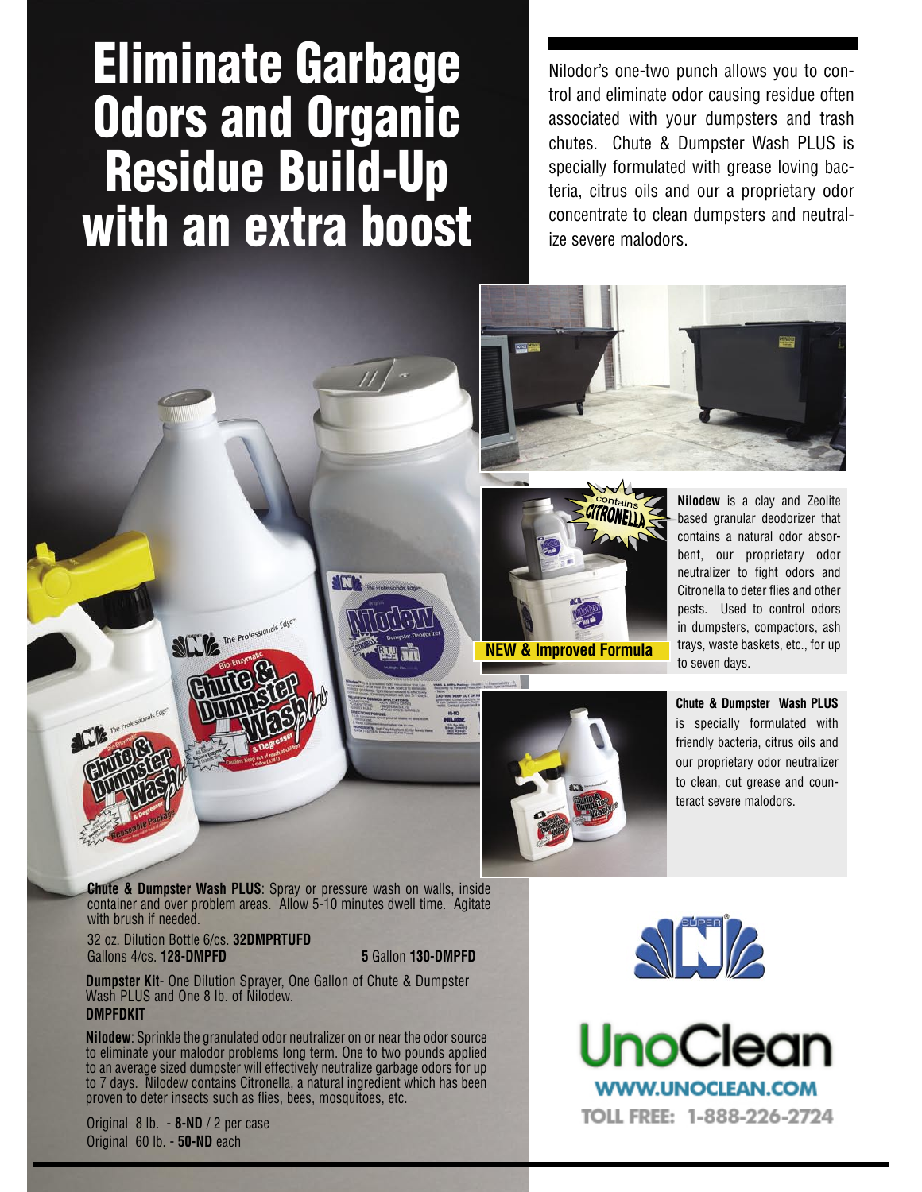# Eliminate Garbage Odors and Organic Residue Build-Up with an extra boost

Nilodor's one-two punch allows you to control and eliminate odor causing residue often associated with your dumpsters and trash chutes. Chute & Dumpster Wash PLUS is specially formulated with grease loving bacteria, citrus oils and our a proprietary odor concentrate to clean dumpsters and neutralize severe malodors.

contains CITRONELLA

NEW & Improved Formula

**Nilodew** is a clay and Zeolite based granular deodorizer that contains a natural odor absorbent, our proprietary odor neutralizer to fight odors and Citronella to deter flies and other pests. Used to control odors in dumpsters, compactors, ash trays, waste baskets, etc., for up to seven days.

**Chute & Dumpster Wash PLUS** is specially formulated with friendly bacteria, citrus oils and our proprietary odor neutralizer to clean, cut grease and counteract severe malodors.

**Chute & Dumpster Wash PLUS**: Spray or pressure wash on walls, inside container and over problem areas. Allow 5-10 minutes dwell time. Agitate with brush if needed.

32 oz. Dilution Bottle 6/cs. **32DMPRTUFD**
Gallons 4/cs. **128-DMPFD** **5** Gallon **130-DMPFD**

**Dumpster Kit**- One Dilution Sprayer, One Gallon of Chute & Dumpster Wash PLUS and One 8 lb. of Nilodew.
**DMPFDKIT**

**Nilodew**: Sprinkle the granulated odor neutralizer on or near the odor source to eliminate your malodor problems long term. One to two pounds applied to an average sized dumpster will effectively neutralize garbage odors for up to 7 days. Nilodew contains Citronella, a natural ingredient which has been proven to deter insects such as flies, bees, mosquitoes, etc.

Original 8 lb. - **8-ND** / 2 per case
Original 60 lb. - **50-ND** each

UnoClean
WWW.UNOCLEAN.COM
TOLL FREE: 1-888-226-2724